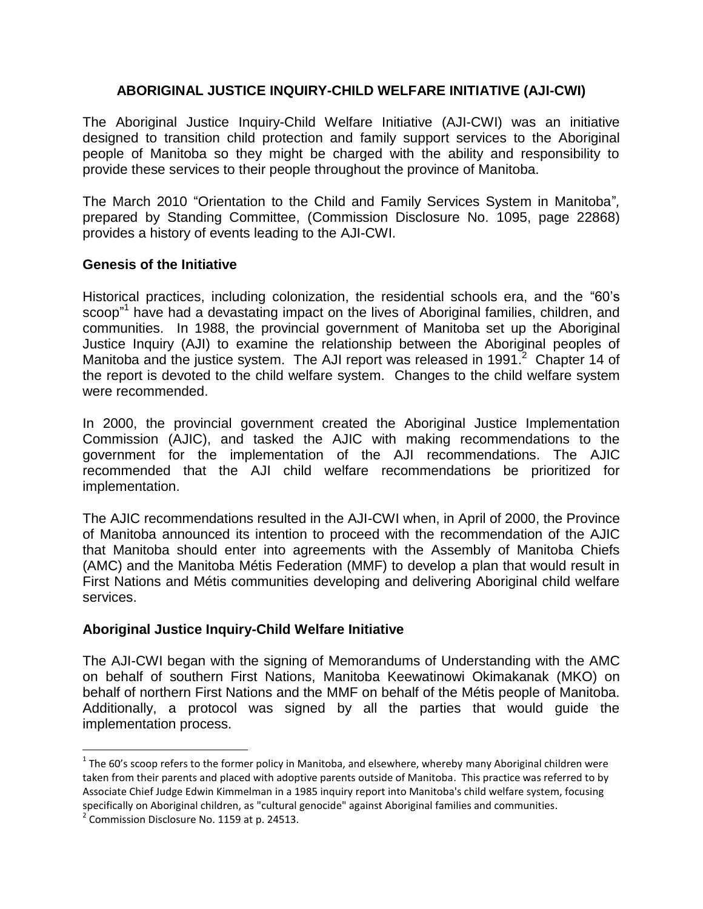# ABORIGINAL JUSTICE INQUIRY-CHILD WELFARE INITIATIVE (AJI-CWI)

The Aboriginal Justice Inquiry-Child Welfare Initiative (AJI-CWI) was an initiative designed to transition child protection and family support services to the Aboriginal people of Manitoba so they might be charged with the ability and responsibility to provide these services to their people throughout the province of Manitoba.

The March 2010 "Orientation to the Child and Family Services System in Manitoba", prepared by Standing Committee, (Commission Disclosure No. 1095, page 22868) provides a history of events leading to the AJI-CWI.

## Genesis of the Initiative

Historical practices, including colonization, the residential schools era, and the "60's scoop"[1] have had a devastating impact on the lives of Aboriginal families, children, and communities. In 1988, the provincial government of Manitoba set up the Aboriginal Justice Inquiry (AJI) to examine the relationship between the Aboriginal peoples of Manitoba and the justice system. The AJI report was released in 1991.[2] Chapter 14 of the report is devoted to the child welfare system. Changes to the child welfare system were recommended.

In 2000, the provincial government created the Aboriginal Justice Implementation Commission (AJIC), and tasked the AJIC with making recommendations to the government for the implementation of the AJI recommendations. The AJIC recommended that the AJI child welfare recommendations be prioritized for implementation.

The AJIC recommendations resulted in the AJI-CWI when, in April of 2000, the Province of Manitoba announced its intention to proceed with the recommendation of the AJIC that Manitoba should enter into agreements with the Assembly of Manitoba Chiefs (AMC) and the Manitoba Métis Federation (MMF) to develop a plan that would result in First Nations and Métis communities developing and delivering Aboriginal child welfare services.

## Aboriginal Justice Inquiry-Child Welfare Initiative

The AJI-CWI began with the signing of Memorandums of Understanding with the AMC on behalf of southern First Nations, Manitoba Keewatinowi Okimakanak (MKO) on behalf of northern First Nations and the MMF on behalf of the Métis people of Manitoba. Additionally, a protocol was signed by all the parties that would guide the implementation process.

---

[1] The 60's scoop refers to the former policy in Manitoba, and elsewhere, whereby many Aboriginal children were taken from their parents and placed with adoptive parents outside of Manitoba. This practice was referred to by Associate Chief Judge Edwin Kimmelman in a 1985 inquiry report into Manitoba's child welfare system, focusing specifically on Aboriginal children, as "cultural genocide" against Aboriginal families and communities.

[2] Commission Disclosure No. 1159 at p. 24513.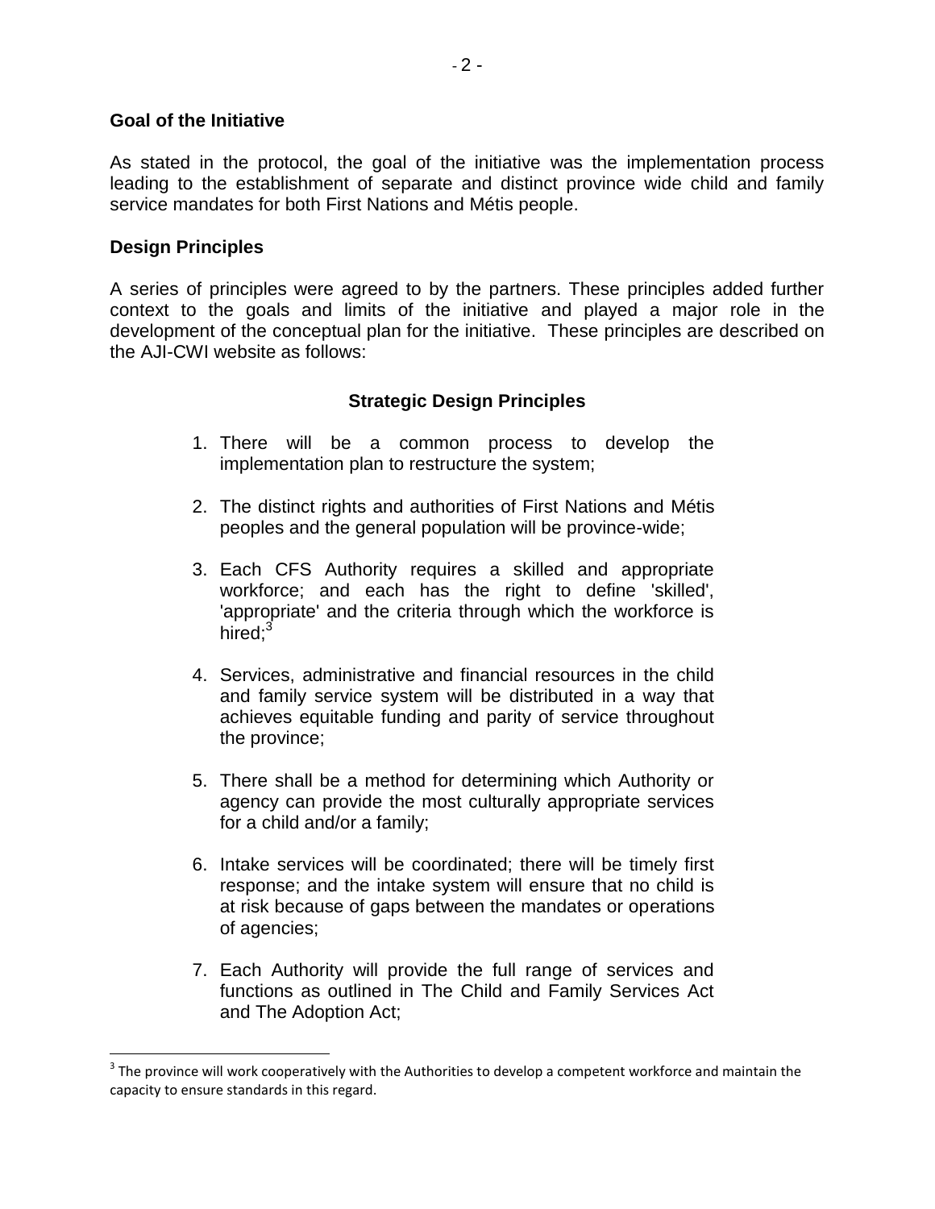## Goal of the Initiative

As stated in the protocol, the goal of the initiative was the implementation process leading to the establishment of separate and distinct province wide child and family service mandates for both First Nations and Métis people.

## Design Principles

A series of principles were agreed to by the partners. These principles added further context to the goals and limits of the initiative and played a major role in the development of the conceptual plan for the initiative. These principles are described on the AJI-CWI website as follows:

### Strategic Design Principles

1. There will be a common process to develop the implementation plan to restructure the system;

2. The distinct rights and authorities of First Nations and Métis peoples and the general population will be province-wide;

3. Each CFS Authority requires a skilled and appropriate workforce; and each has the right to define 'skilled', 'appropriate' and the criteria through which the workforce is hired;[3]

4. Services, administrative and financial resources in the child and family service system will be distributed in a way that achieves equitable funding and parity of service throughout the province;

5. There shall be a method for determining which Authority or agency can provide the most culturally appropriate services for a child and/or a family;

6. Intake services will be coordinated; there will be timely first response; and the intake system will ensure that no child is at risk because of gaps between the mandates or operations of agencies;

7. Each Authority will provide the full range of services and functions as outlined in The Child and Family Services Act and The Adoption Act;

---

[3] The province will work cooperatively with the Authorities to develop a competent workforce and maintain the capacity to ensure standards in this regard.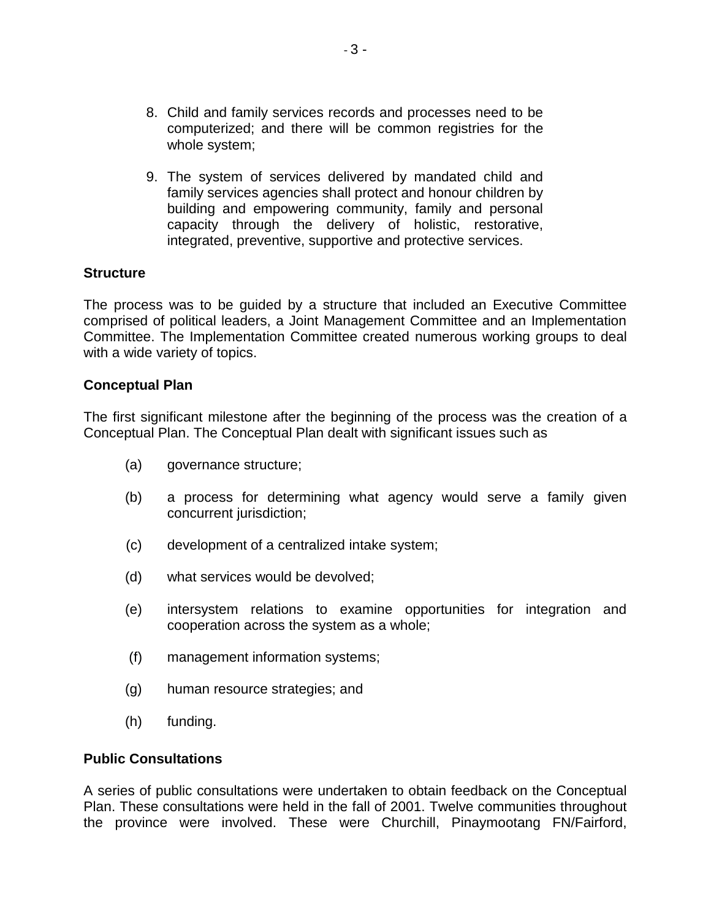8. Child and family services records and processes need to be computerized; and there will be common registries for the whole system;

9. The system of services delivered by mandated child and family services agencies shall protect and honour children by building and empowering community, family and personal capacity through the delivery of holistic, restorative, integrated, preventive, supportive and protective services.

**Structure**

The process was to be guided by a structure that included an Executive Committee comprised of political leaders, a Joint Management Committee and an Implementation Committee. The Implementation Committee created numerous working groups to deal with a wide variety of topics.

**Conceptual Plan**

The first significant milestone after the beginning of the process was the creation of a Conceptual Plan. The Conceptual Plan dealt with significant issues such as

(a) governance structure;

(b) a process for determining what agency would serve a family given concurrent jurisdiction;

(c) development of a centralized intake system;

(d) what services would be devolved;

(e) intersystem relations to examine opportunities for integration and cooperation across the system as a whole;

(f) management information systems;

(g) human resource strategies; and

(h) funding.

**Public Consultations**

A series of public consultations were undertaken to obtain feedback on the Conceptual Plan. These consultations were held in the fall of 2001. Twelve communities throughout the province were involved. These were Churchill, Pinaymootang FN/Fairford,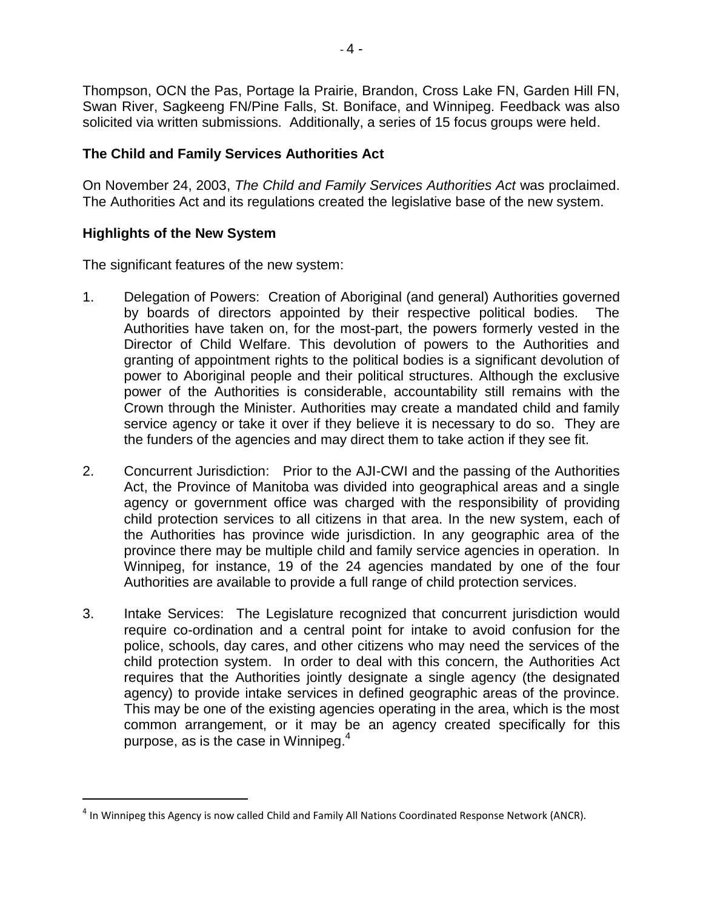Thompson, OCN the Pas, Portage la Prairie, Brandon, Cross Lake FN, Garden Hill FN, Swan River, Sagkeeng FN/Pine Falls, St. Boniface, and Winnipeg. Feedback was also solicited via written submissions. Additionally, a series of 15 focus groups were held.

## The Child and Family Services Authorities Act

On November 24, 2003, *The Child and Family Services Authorities Act* was proclaimed. The Authorities Act and its regulations created the legislative base of the new system.

## Highlights of the New System

The significant features of the new system:

1. Delegation of Powers: Creation of Aboriginal (and general) Authorities governed by boards of directors appointed by their respective political bodies. The Authorities have taken on, for the most-part, the powers formerly vested in the Director of Child Welfare. This devolution of powers to the Authorities and granting of appointment rights to the political bodies is a significant devolution of power to Aboriginal people and their political structures. Although the exclusive power of the Authorities is considerable, accountability still remains with the Crown through the Minister. Authorities may create a mandated child and family service agency or take it over if they believe it is necessary to do so. They are the funders of the agencies and may direct them to take action if they see fit.

2. Concurrent Jurisdiction: Prior to the AJI-CWI and the passing of the Authorities Act, the Province of Manitoba was divided into geographical areas and a single agency or government office was charged with the responsibility of providing child protection services to all citizens in that area. In the new system, each of the Authorities has province wide jurisdiction. In any geographic area of the province there may be multiple child and family service agencies in operation. In Winnipeg, for instance, 19 of the 24 agencies mandated by one of the four Authorities are available to provide a full range of child protection services.

3. Intake Services: The Legislature recognized that concurrent jurisdiction would require co-ordination and a central point for intake to avoid confusion for the police, schools, day cares, and other citizens who may need the services of the child protection system. In order to deal with this concern, the Authorities Act requires that the Authorities jointly designate a single agency (the designated agency) to provide intake services in defined geographic areas of the province. This may be one of the existing agencies operating in the area, which is the most common arrangement, or it may be an agency created specifically for this purpose, as is the case in Winnipeg.[4]

---

[4] In Winnipeg this Agency is now called Child and Family All Nations Coordinated Response Network (ANCR).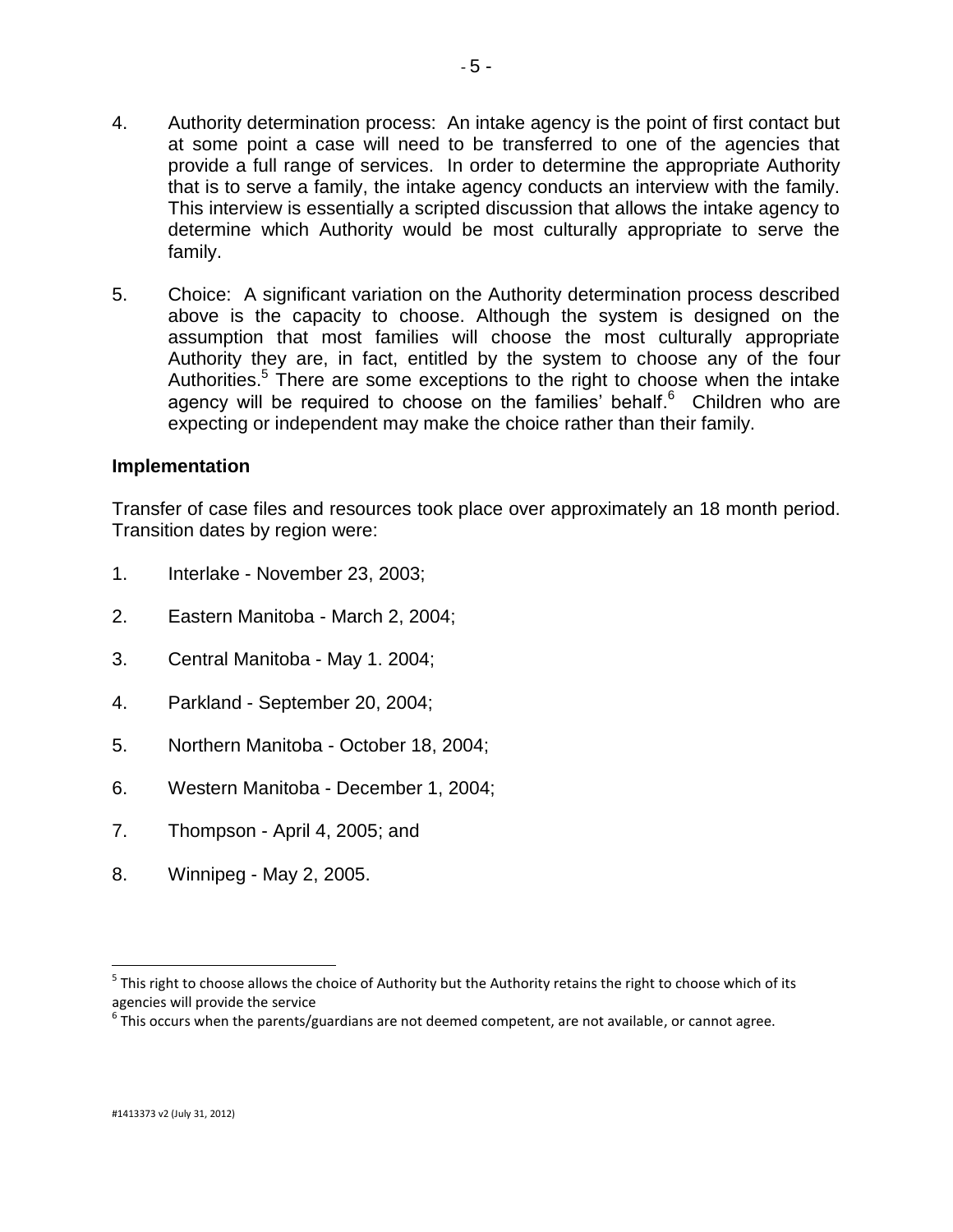4. Authority determination process: An intake agency is the point of first contact but at some point a case will need to be transferred to one of the agencies that provide a full range of services. In order to determine the appropriate Authority that is to serve a family, the intake agency conducts an interview with the family. This interview is essentially a scripted discussion that allows the intake agency to determine which Authority would be most culturally appropriate to serve the family.

5. Choice: A significant variation on the Authority determination process described above is the capacity to choose. Although the system is designed on the assumption that most families will choose the most culturally appropriate Authority they are, in fact, entitled by the system to choose any of the four Authorities.[5] There are some exceptions to the right to choose when the intake agency will be required to choose on the families' behalf.[6] Children who are expecting or independent may make the choice rather than their family.

**Implementation**

Transfer of case files and resources took place over approximately an 18 month period. Transition dates by region were:

1. Interlake - November 23, 2003;
2. Eastern Manitoba - March 2, 2004;
3. Central Manitoba - May 1. 2004;
4. Parkland - September 20, 2004;
5. Northern Manitoba - October 18, 2004;
6. Western Manitoba - December 1, 2004;
7. Thompson - April 4, 2005; and
8. Winnipeg - May 2, 2005.

---

[5] This right to choose allows the choice of Authority but the Authority retains the right to choose which of its agencies will provide the service

[6] This occurs when the parents/guardians are not deemed competent, are not available, or cannot agree.

#1413373 v2 (July 31, 2012)